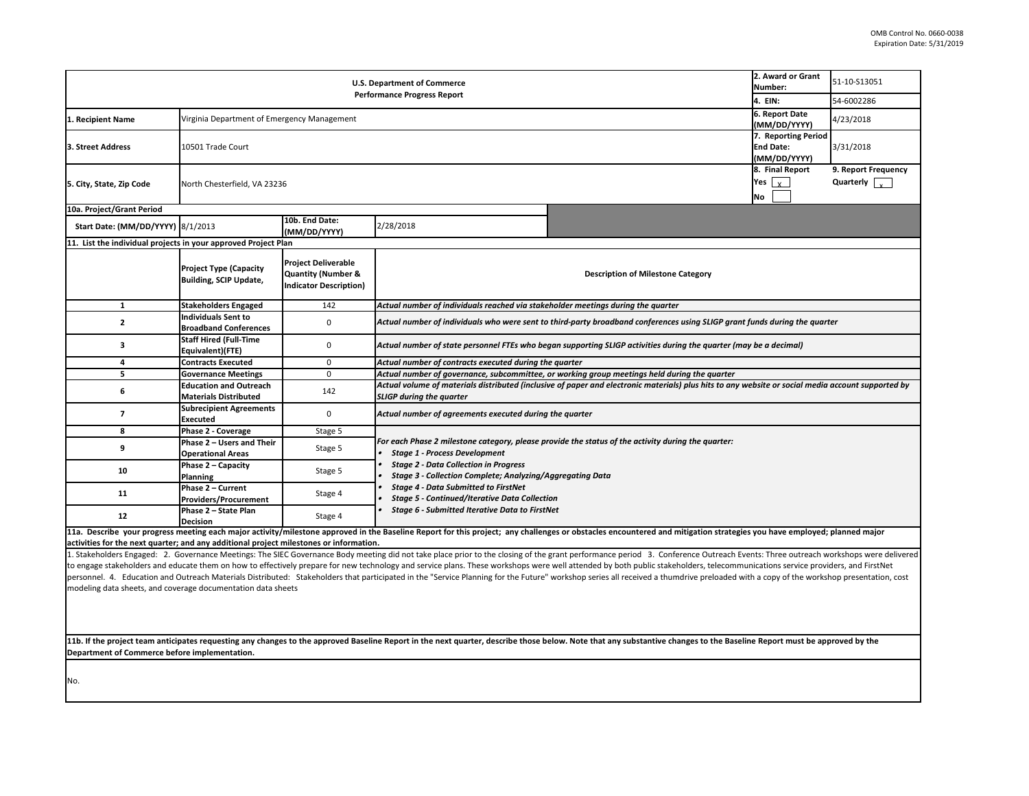OMB Control No. 0660-0038
Expiration Date: 5/31/2019

| U.S. Department of Commerce Performance Progress Report | | | 2. Award or Grant Number: | 51-10-S13051 |
|---|---|---|---|---|
| | | | 4. EIN: | 54-6002286 |
| 1. Recipient Name | Virginia Department of Emergency Management | | 6. Report Date (MM/DD/YYYY) | 4/23/2018 |
| 3. Street Address | 10501 Trade Court | | 7. Reporting Period End Date: (MM/DD/YYYY) | 3/31/2018 |
| 5. City, State, Zip Code | North Chesterfield, VA 23236 | | 8. Final Report Yes [x] No [ ] | 9. Report Frequency Quarterly [x] |

**10a. Project/Grant Period**

| Start Date: (MM/DD/YYYY) | 8/1/2013 | 10b. End Date: (MM/DD/YYYY) | 2/28/2018 |
|---|---|---|---|

**11. List the individual projects in your approved Project Plan**

| | Project Type (Capacity Building, SCIP Update, | Project Deliverable Quantity (Number & Indicator Description) | Description of Milestone Category |
|---|---|---|---|
| 1 | Stakeholders Engaged | 142 | *Actual number of individuals reached via stakeholder meetings during the quarter* |
| 2 | Individuals Sent to Broadband Conferences | 0 | *Actual number of individuals who were sent to third-party broadband conferences using SLIGP grant funds during the quarter* |
| 3 | Staff Hired (Full-Time Equivalent)(FTE) | 0 | *Actual number of state personnel FTEs who began supporting SLIGP activities during the quarter (may be a decimal)* |
| 4 | Contracts Executed | 0 | *Actual number of contracts executed during the quarter* |
| 5 | Governance Meetings | 0 | *Actual number of governance, subcommittee, or working group meetings held during the quarter* |
| 6 | Education and Outreach Materials Distributed | 142 | *Actual volume of materials distributed (inclusive of paper and electronic materials) plus hits to any website or social media account supported by SLIGP during the quarter* |
| 7 | Subrecipient Agreements Executed | 0 | *Actual number of agreements executed during the quarter* |
| 8 | Phase 2 - Coverage | Stage 5 | *For each Phase 2 milestone category, please provide the status of the activity during the quarter:* <br> • *Stage 1 - Process Development* <br> • *Stage 2 - Data Collection in Progress* <br> • *Stage 3 - Collection Complete; Analyzing/Aggregating Data* <br> • *Stage 4 - Data Submitted to FirstNet* <br> • *Stage 5 - Continued/Iterative Data Collection* <br> • *Stage 6 - Submitted Iterative Data to FirstNet* |
| 9 | Phase 2 – Users and Their Operational Areas | Stage 5 | |
| 10 | Phase 2 – Capacity Planning | Stage 5 | |
| 11 | Phase 2 – Current Providers/Procurement | Stage 4 | |
| 12 | Phase 2 – State Plan Decision | Stage 4 | |

**11a. Describe your progress meeting each major activity/milestone approved in the Baseline Report for this project; any challenges or obstacles encountered and mitigation strategies you have employed; planned major activities for the next quarter; and any additional project milestones or information.**

1. Stakeholders Engaged: 2. Governance Meetings: The SIEC Governance Body meeting did not take place prior to the closing of the grant performance period 3. Conference Outreach Events: Three outreach workshops were delivered to engage stakeholders and educate them on how to effectively prepare for new technology and service plans. These workshops were well attended by both public stakeholders, telecommunications service providers, and FirstNet personnel. 4. Education and Outreach Materials Distributed: Stakeholders that participated in the "Service Planning for the Future" workshop series all received a thumdrive preloaded with a copy of the workshop presentation, cost modeling data sheets, and coverage documentation data sheets

**11b. If the project team anticipates requesting any changes to the approved Baseline Report in the next quarter, describe those below. Note that any substantive changes to the Baseline Report must be approved by the Department of Commerce before implementation.**

No.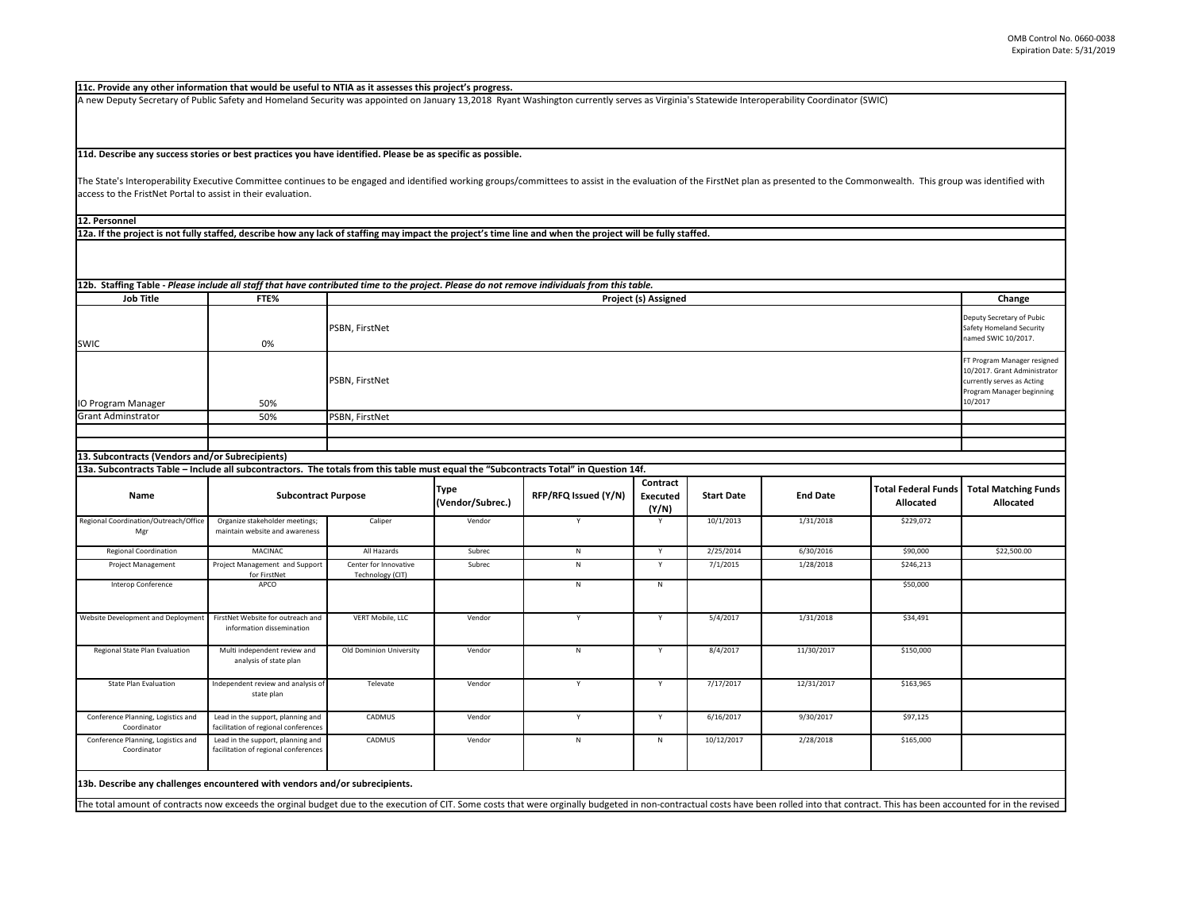**11c. Provide any other information that would be useful to NTIA as it assesses this project's progress.**

A new Deputy Secretary of Public Safety and Homeland Security was appointed on January 13,2018 Ryant Washington currently serves as Virginia's Statewide Interoperability Coordinator (SWIC)

**11d. Describe any success stories or best practices you have identified. Please be as specific as possible.**

The State's Interoperability Executive Committee continues to be engaged and identified working groups/committees to assist in the evaluation of the FirstNet plan as presented to the Commonwealth. This group was identified with access to the FristNet Portal to assist in their evaluation.

**12. Personnel**

**12a. If the project is not fully staffed, describe how any lack of staffing may impact the project's time line and when the project will be fully staffed.**

**12b. Staffing Table -** ***Please include all staff that have contributed time to the project. Please do not remove individuals from this table.***

| Job Title | FTE% | Project (s) Assigned | Change |
|---|---|---|---|
| SWIC | 0% | PSBN, FirstNet | Deputy Secretary of Pubic Safety Homeland Security named SWIC 10/2017. |
| IO Program Manager | 50% | PSBN, FirstNet | FT Program Manager resigned 10/2017. Grant Administrator currently serves as Acting Program Manager beginning 10/2017 |
| Grant Adminstrator | 50% | PSBN, FirstNet | |
| | | | |
| | | | |

**13. Subcontracts (Vendors and/or Subrecipients)**

**13a. Subcontracts Table – Include all subcontractors. The totals from this table must equal the "Subcontracts Total" in Question 14f.**

| Name | Subcontract Purpose | | Type (Vendor/Subrec.) | RFP/RFQ Issued (Y/N) | Contract Executed (Y/N) | Start Date | End Date | Total Federal Funds Allocated | Total Matching Funds Allocated |
|---|---|---|---|---|---|---|---|---|---|
| Regional Coordination/Outreach/Office Mgr | Organize stakeholder meetings; maintain website and awareness | Caliper | Vendor | Y | Y | 10/1/2013 | 1/31/2018 | $229,072 | |
| Regional Coordination | MACINAC | All Hazards | Subrec | N | Y | 2/25/2014 | 6/30/2016 | $90,000 | $22,500.00 |
| Project Management | Project Management and Support for FirstNet | Center for Innovative Technology (CIT) | Subrec | N | Y | 7/1/2015 | 1/28/2018 | $246,213 | |
| Interop Conference | APCO | | | N | N | | | $50,000 | |
| Website Development and Deployment | FirstNet Website for outreach and information dissemination | VERT Mobile, LLC | Vendor | Y | Y | 5/4/2017 | 1/31/2018 | $34,491 | |
| Regional State Plan Evaluation | Multi independent review and analysis of state plan | Old Dominion University | Vendor | N | Y | 8/4/2017 | 11/30/2017 | $150,000 | |
| State Plan Evaluation | Independent review and analysis of state plan | Televate | Vendor | Y | Y | 7/17/2017 | 12/31/2017 | $163,965 | |
| Conference Planning, Logistics and Coordinator | Lead in the support, planning and facilitation of regional conferences | CADMUS | Vendor | Y | Y | 6/16/2017 | 9/30/2017 | $97,125 | |
| Conference Planning, Logistics and Coordinator | Lead in the support, planning and facilitation of regional conferences | CADMUS | Vendor | N | N | 10/12/2017 | 2/28/2018 | $165,000 | |

**13b. Describe any challenges encountered with vendors and/or subrecipients.**

The total amount of contracts now exceeds the orginal budget due to the execution of CIT. Some costs that were orginally budgeted in non-contractual costs have been rolled into that contract. This has been accounted for in the revised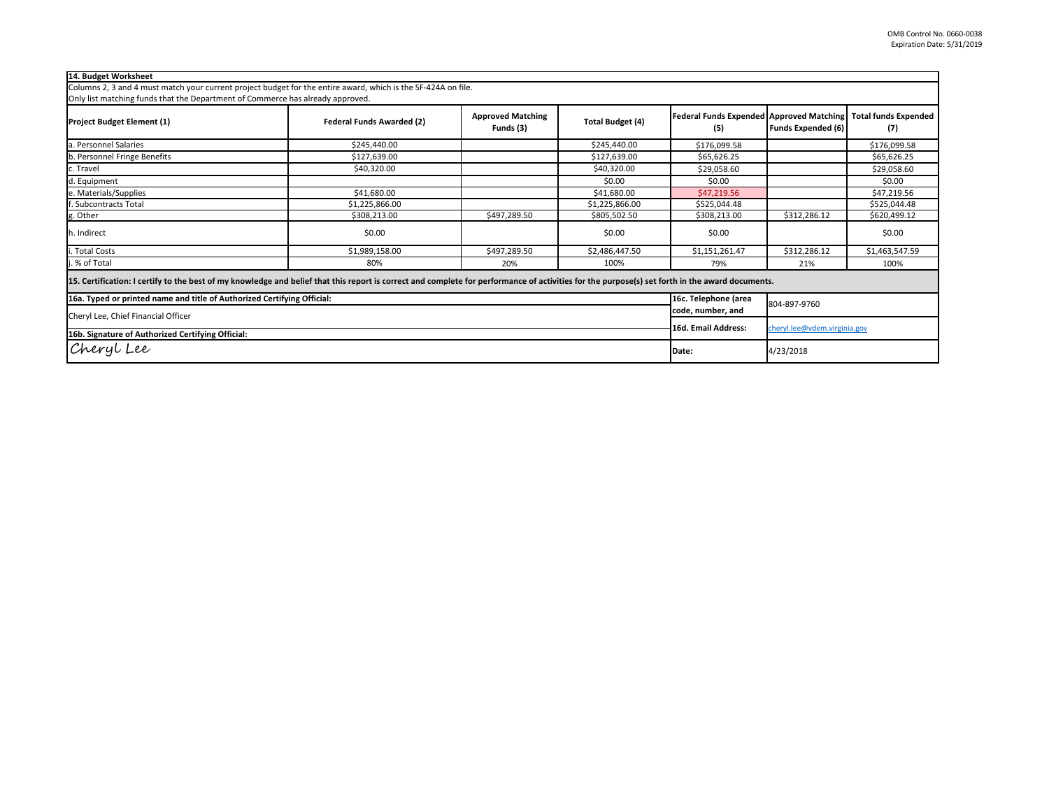OMB Control No. 0660-0038
Expiration Date: 5/31/2019

**14. Budget Worksheet**

Columns 2, 3 and 4 must match your current project budget for the entire award, which is the SF-424A on file.
Only list matching funds that the Department of Commerce has already approved.

| Project Budget Element (1) | Federal Funds Awarded (2) | Approved Matching Funds (3) | Total Budget (4) | Federal Funds Expended (5) | Approved Matching Funds Expended (6) | Total funds Expended (7) |
|---|---|---|---|---|---|---|
| a. Personnel Salaries | $245,440.00 | | $245,440.00 | $176,099.58 | | $176,099.58 |
| b. Personnel Fringe Benefits | $127,639.00 | | $127,639.00 | $65,626.25 | | $65,626.25 |
| c. Travel | $40,320.00 | | $40,320.00 | $29,058.60 | | $29,058.60 |
| d. Equipment | | | $0.00 | $0.00 | | $0.00 |
| e. Materials/Supplies | $41,680.00 | | $41,680.00 | $47,219.56 | | $47,219.56 |
| f. Subcontracts Total | $1,225,866.00 | | $1,225,866.00 | $525,044.48 | | $525,044.48 |
| g. Other | $308,213.00 | $497,289.50 | $805,502.50 | $308,213.00 | $312,286.12 | $620,499.12 |
| h. Indirect | $0.00 | | $0.00 | $0.00 | | $0.00 |
| i. Total Costs | $1,989,158.00 | $497,289.50 | $2,486,447.50 | $1,151,261.47 | $312,286.12 | $1,463,547.59 |
| j. % of Total | 80% | 20% | 100% | 79% | 21% | 100% |

**15. Certification: I certify to the best of my knowledge and belief that this report is correct and complete for performance of activities for the purpose(s) set forth in the award documents.**

| | | |
|---|---|---|
| **16a. Typed or printed name and title of Authorized Certifying Official:** Cheryl Lee, Chief Financial Officer | **16c. Telephone (area code, number, and** | 804-897-9760 |
| | **16d. Email Address:** | cheryl.lee@vdem.virginia.gov |
| **16b. Signature of Authorized Certifying Official:** Cheryl Lee | **Date:** | 4/23/2018 |